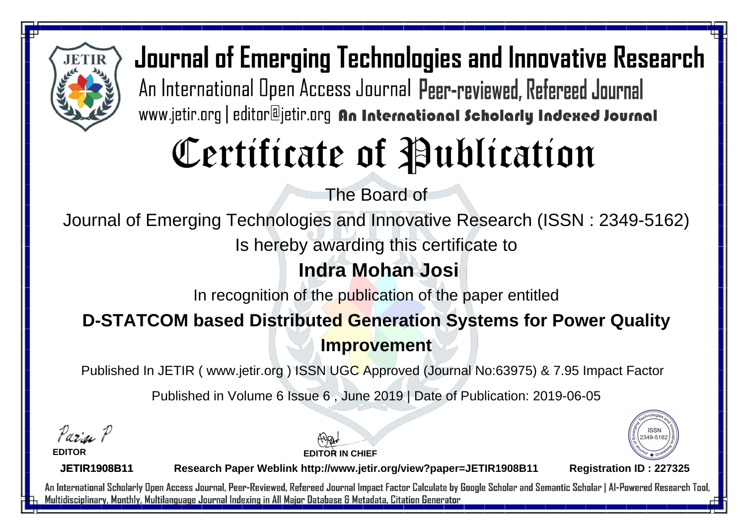# Journal of Emerging Technologies and Innovative Research

An International Open Access Journal Peer-reviewed, Refereed Journal

www.jetir.org | editor@jetir.org **An International Scholarly Indexed Journal**

# Certificate of Publication

The Board of

Journal of Emerging Technologies and Innovative Research (ISSN : 2349-5162)

Is hereby awarding this certificate to

## Indra Mohan Josi

In recognition of the publication of the paper entitled

## D-STATCOM based Distributed Generation Systems for Power Quality Improvement

Published In JETIR ( www.jetir.org ) ISSN UGC Approved (Journal No:63975) & 7.95 Impact Factor

Published in Volume 6 Issue 6 , June 2019 | Date of Publication: 2019-06-05

**EDITOR**

**EDITOR IN CHIEF**

ISSN 2349-5162

**JETIR1908B11** **Research Paper Weblink http://www.jetir.org/view?paper=JETIR1908B11** **Registration ID : 227325**

An International Scholarly Open Access Journal, Peer-Reviewed, Refereed Journal Impact Factor Calculate by Google Scholar and Semantic Scholar | AI-Powered Research Tool, Multidisciplinary, Monthly, Multilanguage Journal Indexing in All Major Database & Metadata, Citation Generator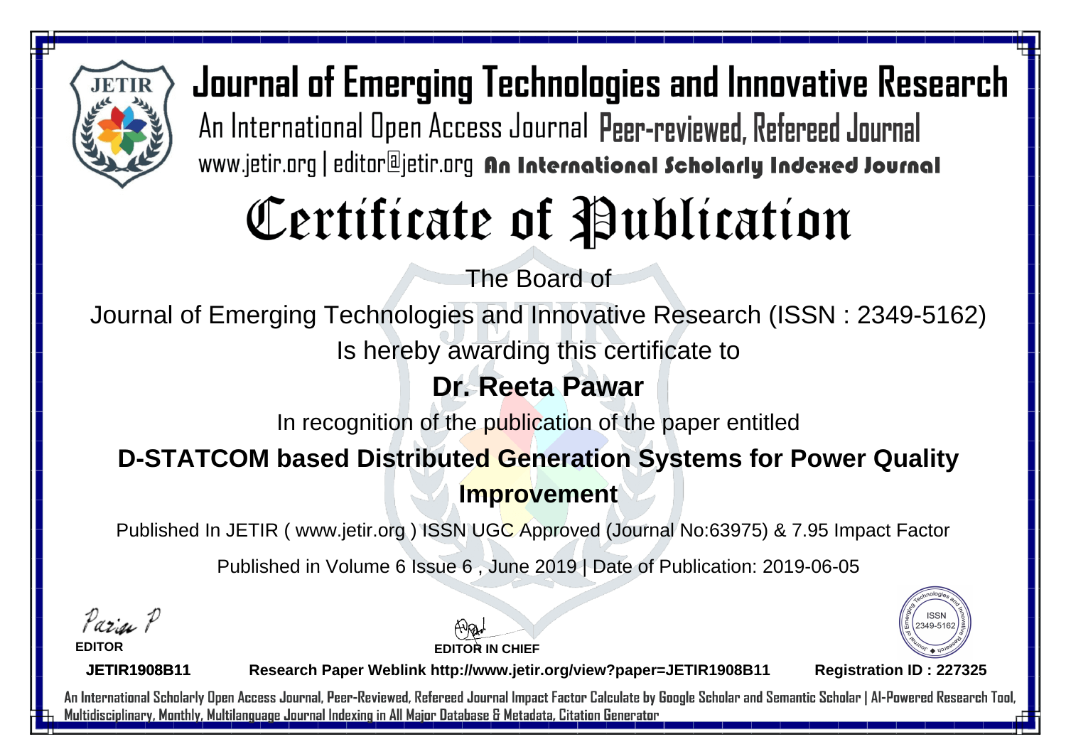# Journal of Emerging Technologies and Innovative Research

An International Open Access Journal Peer-reviewed, Refereed Journal

www.jetir.org | editor@jetir.org An International Scholarly Indexed Journal

# Certificate of Publication

The Board of

Journal of Emerging Technologies and Innovative Research (ISSN : 2349-5162)

Is hereby awarding this certificate to

## Dr. Reeta Pawar

In recognition of the publication of the paper entitled

**D-STATCOM based Distributed Generation Systems for Power Quality Improvement**

Published In JETIR ( www.jetir.org ) ISSN UGC Approved (Journal No:63975) & 7.95 Impact Factor

Published in Volume 6 Issue 6 , June 2019 | Date of Publication: 2019-06-05

**EDITOR**

**EDITOR IN CHIEF**

ISSN 2349-5162

**JETIR1908B11** **Research Paper Weblink http://www.jetir.org/view?paper=JETIR1908B11** **Registration ID : 227325**

An International Scholarly Open Access Journal, Peer-Reviewed, Refereed Journal Impact Factor Calculate by Google Scholar and Semantic Scholar | AI-Powered Research Tool, Multidisciplinary, Monthly, Multilanguage Journal Indexing in All Major Database & Metadata, Citation Generator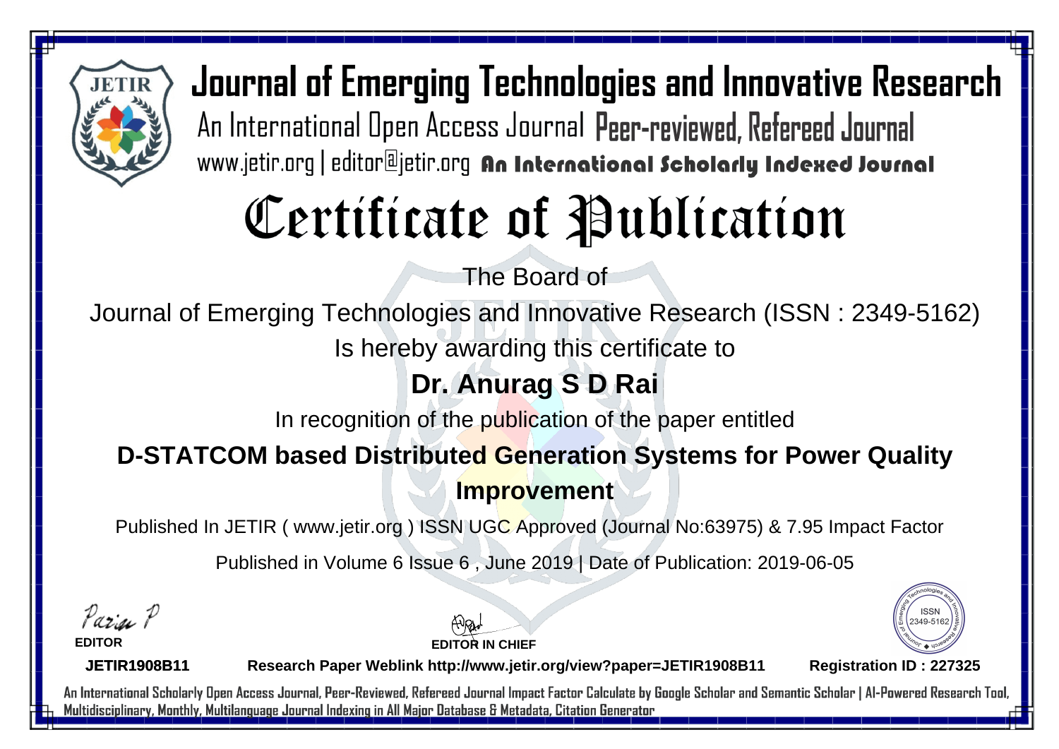# Journal of Emerging Technologies and Innovative Research

An International Open Access Journal Peer-reviewed, Refereed Journal

www.jetir.org | editor@jetir.org An International Scholarly Indexed Journal

# Certificate of Publication

The Board of

Journal of Emerging Technologies and Innovative Research (ISSN : 2349-5162)

Is hereby awarding this certificate to

## Dr. Anurag S D Rai

In recognition of the publication of the paper entitled

**D-STATCOM based Distributed Generation Systems for Power Quality Improvement**

Published In JETIR ( www.jetir.org ) ISSN UGC Approved (Journal No:63975) & 7.95 Impact Factor

Published in Volume 6 Issue 6 , June 2019 | Date of Publication: 2019-06-05

**EDITOR**

**EDITOR IN CHIEF**

ISSN 2349-5162

**JETIR1908B11**

**Research Paper Weblink http://www.jetir.org/view?paper=JETIR1908B11**

**Registration ID : 227325**

An International Scholarly Open Access Journal, Peer-Reviewed, Refereed Journal Impact Factor Calculate by Google Scholar and Semantic Scholar | AI-Powered Research Tool, Multidisciplinary, Monthly, Multilanguage Journal Indexing in All Major Database & Metadata, Citation Generator